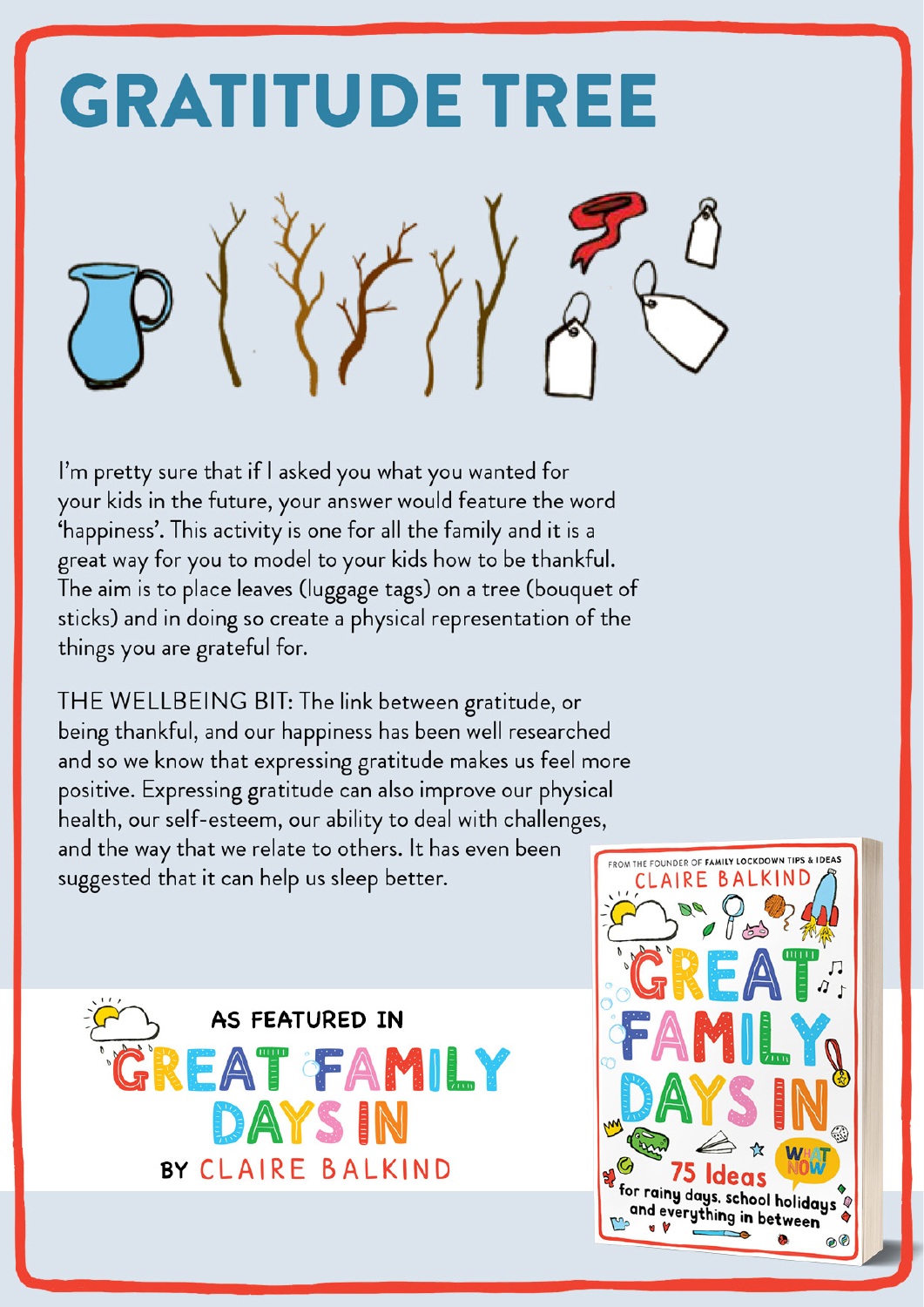# GRATITUDE TREE

I'm pretty sure that if I asked you what you wanted for your kids in the future, your answer would feature the word 'happiness'. This activity is one for all the family and it is a great way for you to model to your kids how to be thankful. The aim is to place leaves (luggage tags) on a tree (bouquet of sticks) and in doing so create a physical representation of the things you are grateful for.

THE WELLBEING BIT: The link between gratitude, or being thankful, and our happiness has been well researched and so we know that expressing gratitude makes us feel more positive. Expressing gratitude can also improve our physical health, our self-esteem, our ability to deal with challenges, and the way that we relate to others. It has even been suggested that it can help us sleep better.

AS FEATURED IN
GREAT FAMILY DAYS IN
BY CLAIRE BALKIND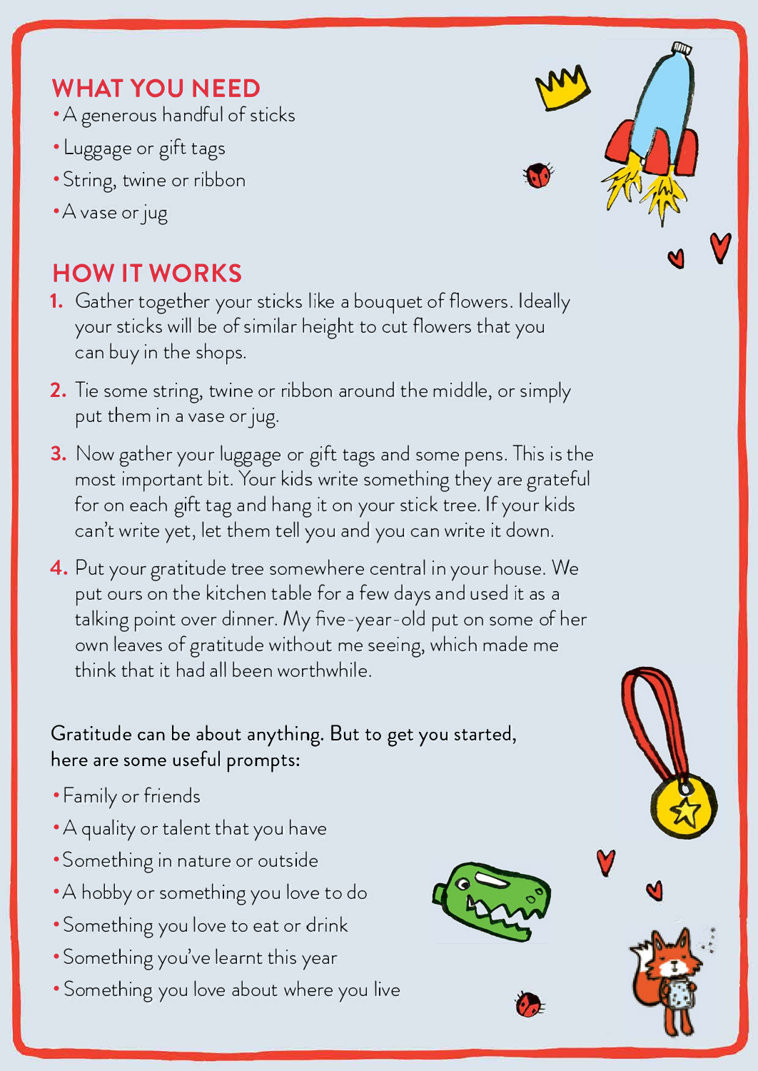## WHAT YOU NEED

- A generous handful of sticks
- Luggage or gift tags
- String, twine or ribbon
- A vase or jug

## HOW IT WORKS

1. Gather together your sticks like a bouquet of flowers. Ideally your sticks will be of similar height to cut flowers that you can buy in the shops.
2. Tie some string, twine or ribbon around the middle, or simply put them in a vase or jug.
3. Now gather your luggage or gift tags and some pens. This is the most important bit. Your kids write something they are grateful for on each gift tag and hang it on your stick tree. If your kids can't write yet, let them tell you and you can write it down.
4. Put your gratitude tree somewhere central in your house. We put ours on the kitchen table for a few days and used it as a talking point over dinner. My five-year-old put on some of her own leaves of gratitude without me seeing, which made me think that it had all been worthwhile.

Gratitude can be about anything. But to get you started, here are some useful prompts:

- Family or friends
- A quality or talent that you have
- Something in nature or outside
- A hobby or something you love to do
- Something you love to eat or drink
- Something you've learnt this year
- Something you love about where you live